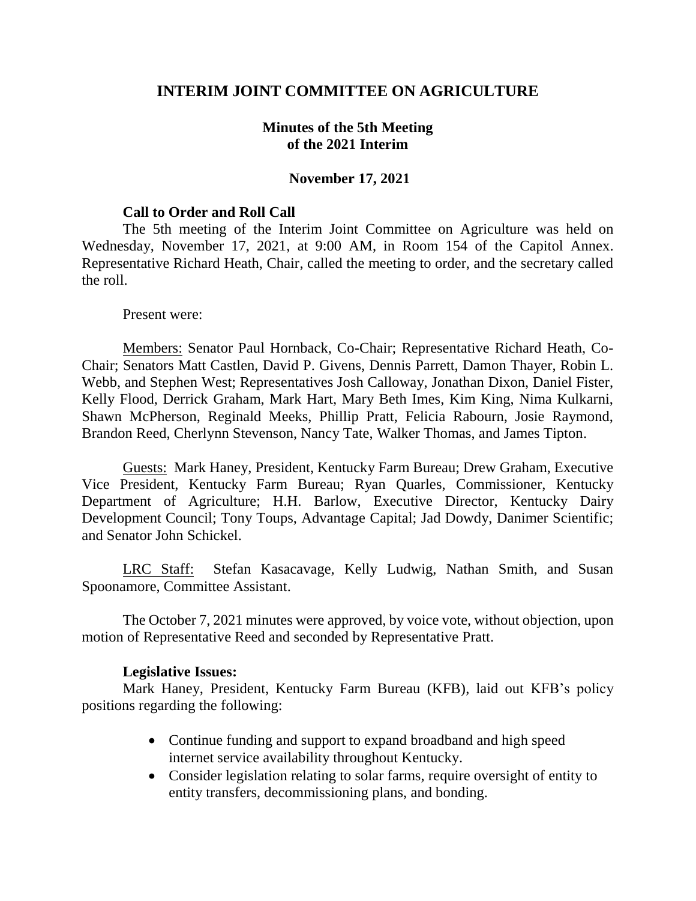# INTERIM JOINT COMMITTEE ON AGRICULTURE

## Minutes of the 5th Meeting of the 2021 Interim

### November 17, 2021

**Call to Order and Roll Call**

The 5th meeting of the Interim Joint Committee on Agriculture was held on Wednesday, November 17, 2021, at 9:00 AM, in Room 154 of the Capitol Annex. Representative Richard Heath, Chair, called the meeting to order, and the secretary called the roll.

Present were:

Members: Senator Paul Hornback, Co-Chair; Representative Richard Heath, Co-Chair; Senators Matt Castlen, David P. Givens, Dennis Parrett, Damon Thayer, Robin L. Webb, and Stephen West; Representatives Josh Calloway, Jonathan Dixon, Daniel Fister, Kelly Flood, Derrick Graham, Mark Hart, Mary Beth Imes, Kim King, Nima Kulkarni, Shawn McPherson, Reginald Meeks, Phillip Pratt, Felicia Rabourn, Josie Raymond, Brandon Reed, Cherlynn Stevenson, Nancy Tate, Walker Thomas, and James Tipton.

Guests: Mark Haney, President, Kentucky Farm Bureau; Drew Graham, Executive Vice President, Kentucky Farm Bureau; Ryan Quarles, Commissioner, Kentucky Department of Agriculture; H.H. Barlow, Executive Director, Kentucky Dairy Development Council; Tony Toups, Advantage Capital; Jad Dowdy, Danimer Scientific; and Senator John Schickel.

LRC Staff: Stefan Kasacavage, Kelly Ludwig, Nathan Smith, and Susan Spoonamore, Committee Assistant.

The October 7, 2021 minutes were approved, by voice vote, without objection, upon motion of Representative Reed and seconded by Representative Pratt.

**Legislative Issues:**

Mark Haney, President, Kentucky Farm Bureau (KFB), laid out KFB's policy positions regarding the following:

- Continue funding and support to expand broadband and high speed internet service availability throughout Kentucky.
- Consider legislation relating to solar farms, require oversight of entity to entity transfers, decommissioning plans, and bonding.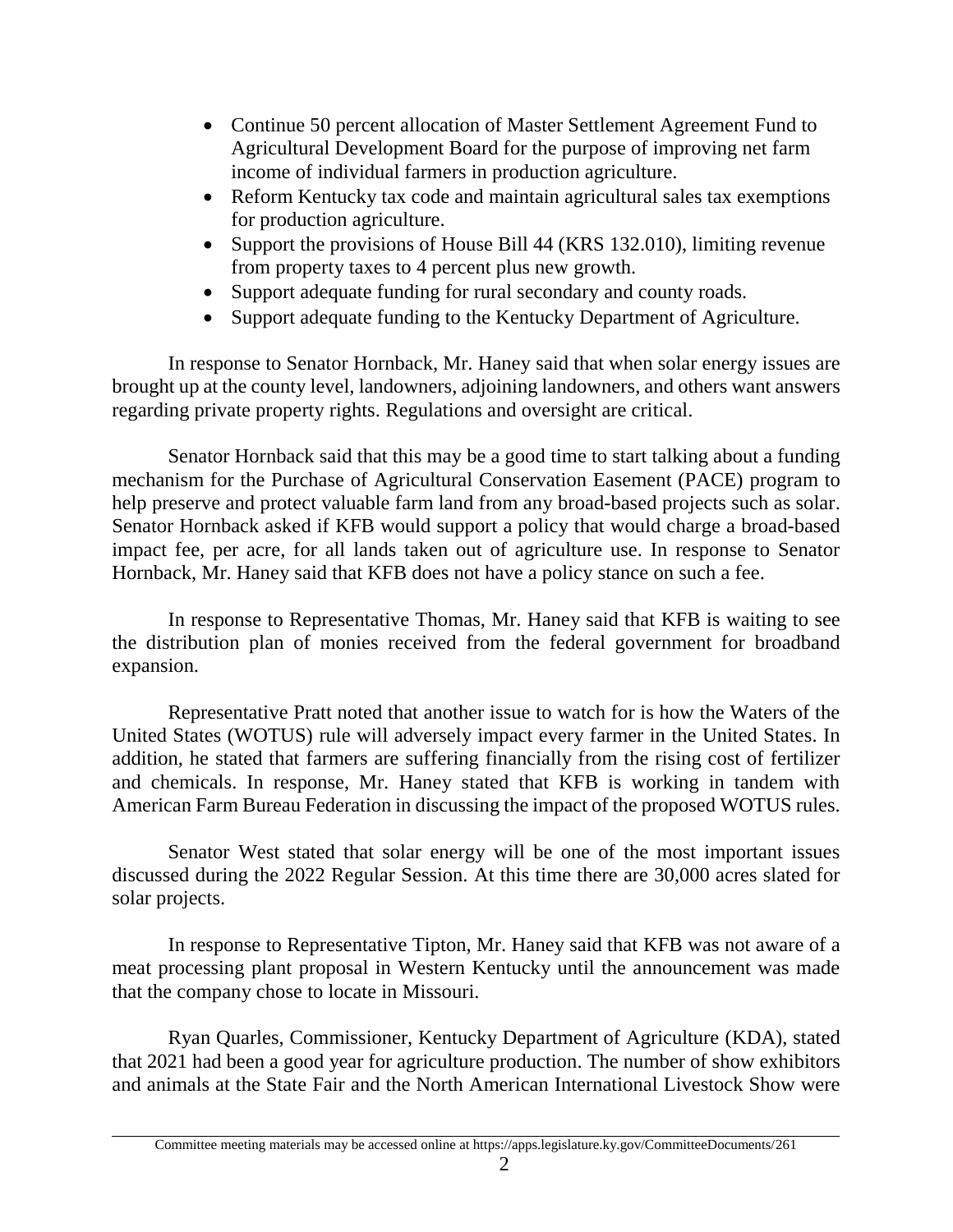- Continue 50 percent allocation of Master Settlement Agreement Fund to Agricultural Development Board for the purpose of improving net farm income of individual farmers in production agriculture.
- Reform Kentucky tax code and maintain agricultural sales tax exemptions for production agriculture.
- Support the provisions of House Bill 44 (KRS 132.010), limiting revenue from property taxes to 4 percent plus new growth.
- Support adequate funding for rural secondary and county roads.
- Support adequate funding to the Kentucky Department of Agriculture.

In response to Senator Hornback, Mr. Haney said that when solar energy issues are brought up at the county level, landowners, adjoining landowners, and others want answers regarding private property rights. Regulations and oversight are critical.

Senator Hornback said that this may be a good time to start talking about a funding mechanism for the Purchase of Agricultural Conservation Easement (PACE) program to help preserve and protect valuable farm land from any broad-based projects such as solar. Senator Hornback asked if KFB would support a policy that would charge a broad-based impact fee, per acre, for all lands taken out of agriculture use. In response to Senator Hornback, Mr. Haney said that KFB does not have a policy stance on such a fee.

In response to Representative Thomas, Mr. Haney said that KFB is waiting to see the distribution plan of monies received from the federal government for broadband expansion.

Representative Pratt noted that another issue to watch for is how the Waters of the United States (WOTUS) rule will adversely impact every farmer in the United States. In addition, he stated that farmers are suffering financially from the rising cost of fertilizer and chemicals. In response, Mr. Haney stated that KFB is working in tandem with American Farm Bureau Federation in discussing the impact of the proposed WOTUS rules.

Senator West stated that solar energy will be one of the most important issues discussed during the 2022 Regular Session. At this time there are 30,000 acres slated for solar projects.

In response to Representative Tipton, Mr. Haney said that KFB was not aware of a meat processing plant proposal in Western Kentucky until the announcement was made that the company chose to locate in Missouri.

Ryan Quarles, Commissioner, Kentucky Department of Agriculture (KDA), stated that 2021 had been a good year for agriculture production. The number of show exhibitors and animals at the State Fair and the North American International Livestock Show were

Committee meeting materials may be accessed online at https://apps.legislature.ky.gov/CommitteeDocuments/261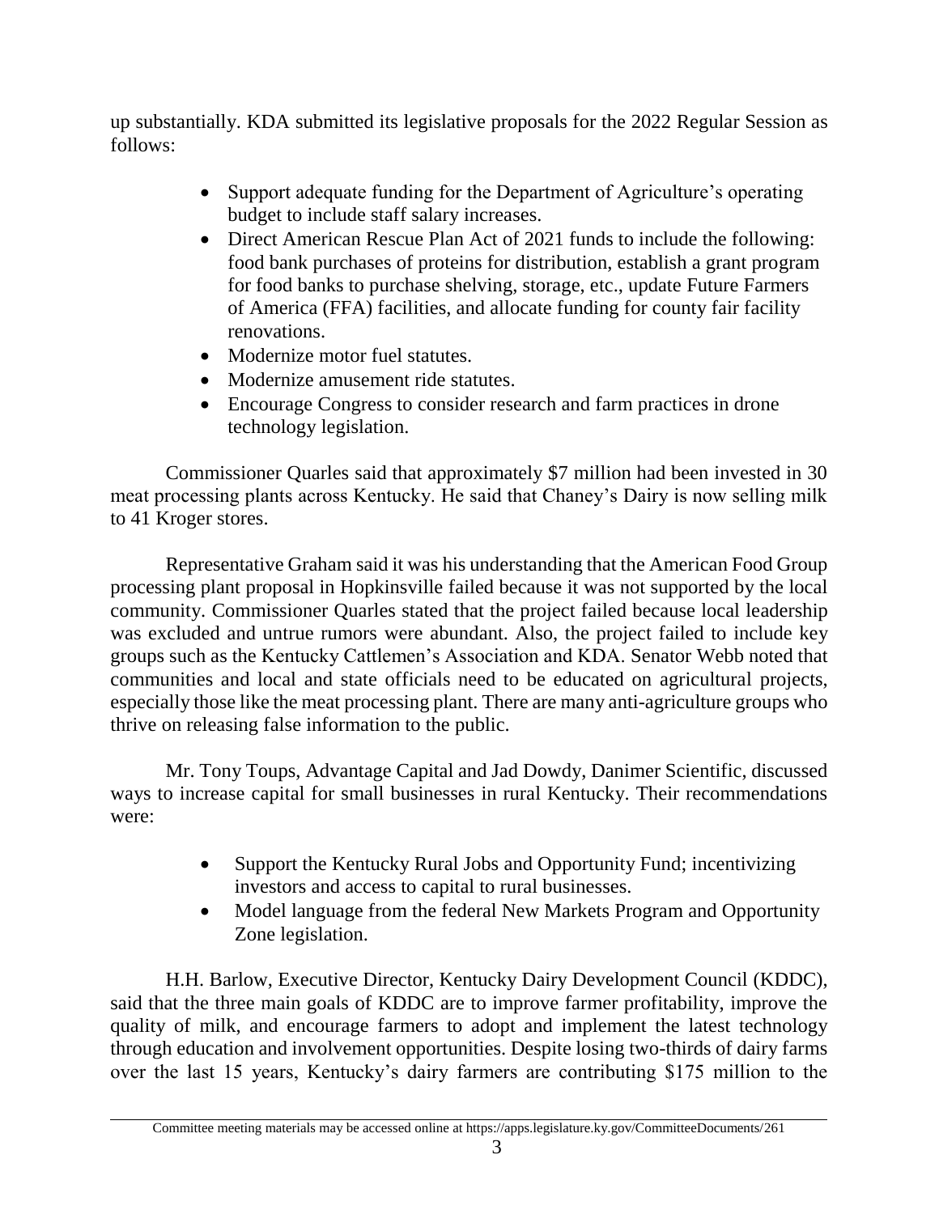up substantially. KDA submitted its legislative proposals for the 2022 Regular Session as follows:

- Support adequate funding for the Department of Agriculture's operating budget to include staff salary increases.
- Direct American Rescue Plan Act of 2021 funds to include the following: food bank purchases of proteins for distribution, establish a grant program for food banks to purchase shelving, storage, etc., update Future Farmers of America (FFA) facilities, and allocate funding for county fair facility renovations.
- Modernize motor fuel statutes.
- Modernize amusement ride statutes.
- Encourage Congress to consider research and farm practices in drone technology legislation.

Commissioner Quarles said that approximately $7 million had been invested in 30 meat processing plants across Kentucky. He said that Chaney's Dairy is now selling milk to 41 Kroger stores.

Representative Graham said it was his understanding that the American Food Group processing plant proposal in Hopkinsville failed because it was not supported by the local community. Commissioner Quarles stated that the project failed because local leadership was excluded and untrue rumors were abundant. Also, the project failed to include key groups such as the Kentucky Cattlemen's Association and KDA. Senator Webb noted that communities and local and state officials need to be educated on agricultural projects, especially those like the meat processing plant. There are many anti-agriculture groups who thrive on releasing false information to the public.

Mr. Tony Toups, Advantage Capital and Jad Dowdy, Danimer Scientific, discussed ways to increase capital for small businesses in rural Kentucky. Their recommendations were:

- Support the Kentucky Rural Jobs and Opportunity Fund; incentivizing investors and access to capital to rural businesses.
- Model language from the federal New Markets Program and Opportunity Zone legislation.

H.H. Barlow, Executive Director, Kentucky Dairy Development Council (KDDC), said that the three main goals of KDDC are to improve farmer profitability, improve the quality of milk, and encourage farmers to adopt and implement the latest technology through education and involvement opportunities. Despite losing two-thirds of dairy farms over the last 15 years, Kentucky's dairy farmers are contributing $175 million to the

Committee meeting materials may be accessed online at https://apps.legislature.ky.gov/CommitteeDocuments/261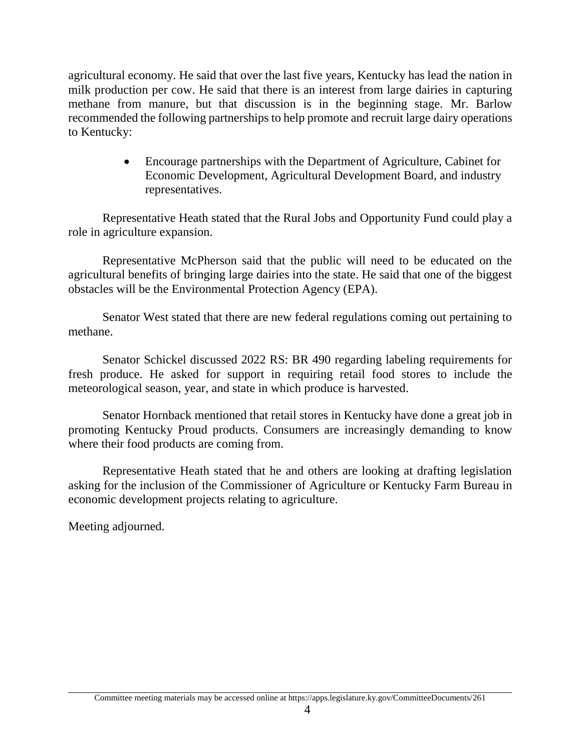agricultural economy. He said that over the last five years, Kentucky has lead the nation in milk production per cow. He said that there is an interest from large dairies in capturing methane from manure, but that discussion is in the beginning stage. Mr. Barlow recommended the following partnerships to help promote and recruit large dairy operations to Kentucky:

- Encourage partnerships with the Department of Agriculture, Cabinet for Economic Development, Agricultural Development Board, and industry representatives.

Representative Heath stated that the Rural Jobs and Opportunity Fund could play a role in agriculture expansion.

Representative McPherson said that the public will need to be educated on the agricultural benefits of bringing large dairies into the state. He said that one of the biggest obstacles will be the Environmental Protection Agency (EPA).

Senator West stated that there are new federal regulations coming out pertaining to methane.

Senator Schickel discussed 2022 RS: BR 490 regarding labeling requirements for fresh produce. He asked for support in requiring retail food stores to include the meteorological season, year, and state in which produce is harvested.

Senator Hornback mentioned that retail stores in Kentucky have done a great job in promoting Kentucky Proud products. Consumers are increasingly demanding to know where their food products are coming from.

Representative Heath stated that he and others are looking at drafting legislation asking for the inclusion of the Commissioner of Agriculture or Kentucky Farm Bureau in economic development projects relating to agriculture.

Meeting adjourned.

Committee meeting materials may be accessed online at https://apps.legislature.ky.gov/CommitteeDocuments/261